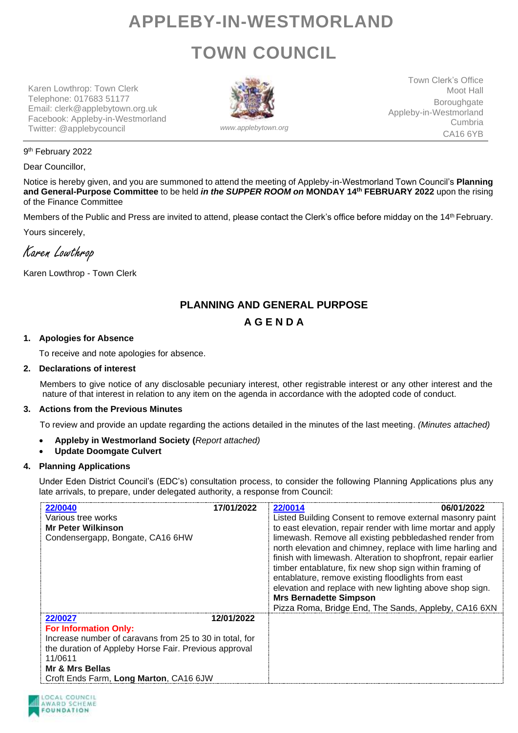# APPLEBY-IN-WESTMORLAND

# TOWN COUNCIL

Karen Lowthrop: Town Clerk
Telephone: 017683 51177
Email: clerk@applebytown.org.uk
Facebook: Appleby-in-Westmorland
Twitter: @applebycouncil

*www.applebytown.org*

Town Clerk's Office
Moot Hall
Boroughgate
Appleby-in-Westmorland
Cumbria
CA16 6YB

9th February 2022

Dear Councillor,

Notice is hereby given, and you are summoned to attend the meeting of Appleby-in-Westmorland Town Council's **Planning and General-Purpose Committee** to be held ***in the SUPPER ROOM on*** **MONDAY 14th FEBRUARY 2022** upon the rising of the Finance Committee

Members of the Public and Press are invited to attend, please contact the Clerk's office before midday on the 14th February.

Yours sincerely,

*Karen Lowthrop*

Karen Lowthrop - Town Clerk

## PLANNING AND GENERAL PURPOSE

## A G E N D A

**1. Apologies for Absence**

To receive and note apologies for absence.

**2. Declarations of interest**

Members to give notice of any disclosable pecuniary interest, other registrable interest or any other interest and the nature of that interest in relation to any item on the agenda in accordance with the adopted code of conduct.

**3. Actions from the Previous Minutes**

To review and provide an update regarding the actions detailed in the minutes of the last meeting. *(Minutes attached)*

- **Appleby in Westmorland Society (***Report attached)*
- **Update Doomgate Culvert**

**4. Planning Applications**

Under Eden District Council's (EDC's) consultation process, to consider the following Planning Applications plus any late arrivals, to prepare, under delegated authority, a response from Council:

| | |
|---|---|
| **22/0040** **17/01/2022**<br>Various tree works<br>**Mr Peter Wilkinson**<br>Condensergapp, Bongate, CA16 6HW | **22/0014** **06/01/2022**<br>Listed Building Consent to remove external masonry paint to east elevation, repair render with lime mortar and apply limewash. Remove all existing pebbledashed render from north elevation and chimney, replace with lime harling and finish with limewash. Alteration to shopfront, repair earlier timber entablature, fix new shop sign within framing of entablature, remove existing floodlights from east elevation and replace with new lighting above shop sign.<br>**Mrs Bernadette Simpson**<br>Pizza Roma, Bridge End, The Sands, Appleby, CA16 6XN |
| **22/0027** **12/01/2022**<br>**For Information Only:**<br>Increase number of caravans from 25 to 30 in total, for the duration of Appleby Horse Fair. Previous approval 11/0611<br>**Mr & Mrs Bellas**<br>Croft Ends Farm, **Long Marton**, CA16 6JW | |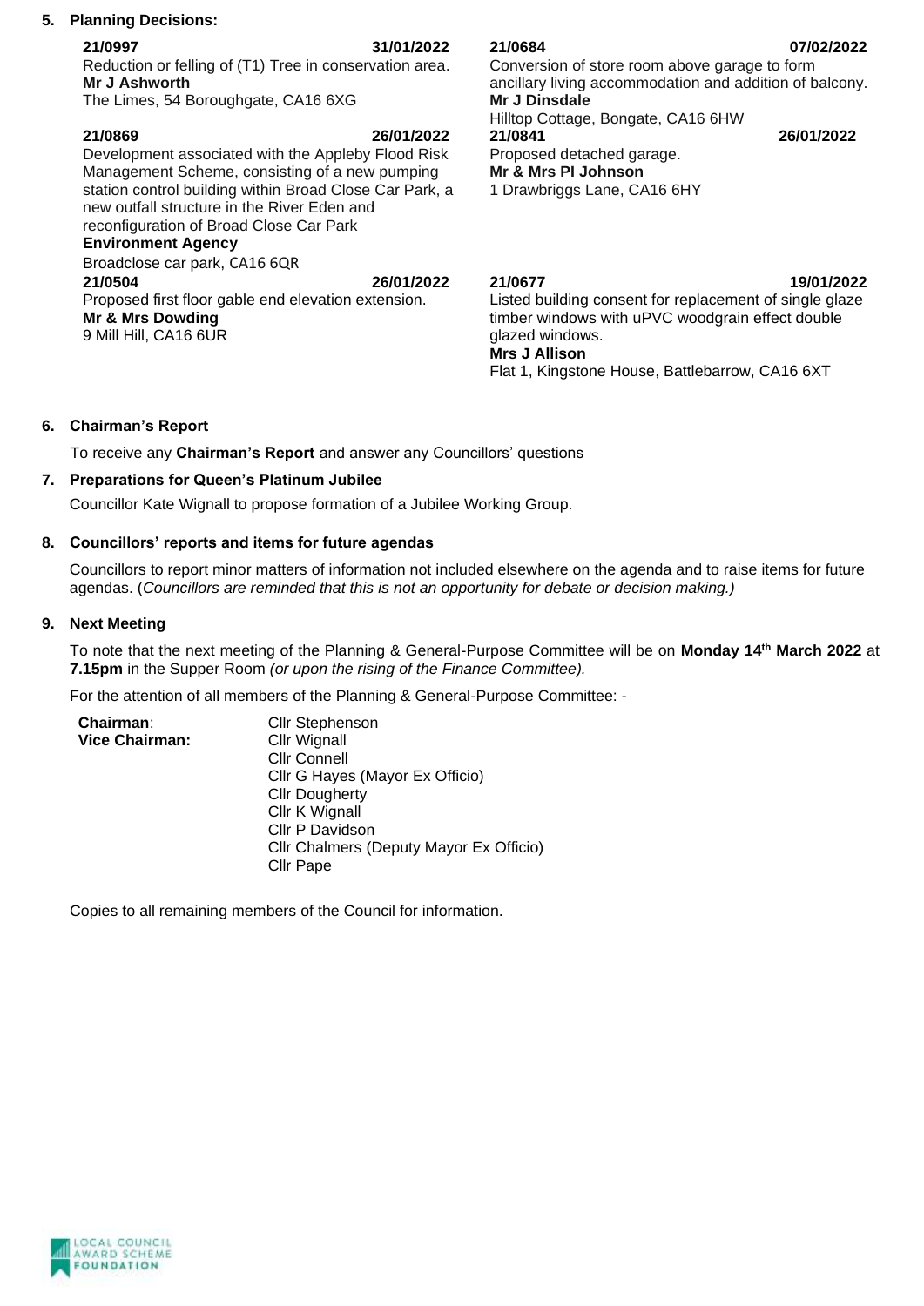**5. Planning Decisions:**

**21/0997** **31/01/2022**
Reduction or felling of (T1) Tree in conservation area.
**Mr J Ashworth**
The Limes, 54 Boroughgate, CA16 6XG

**21/0869** **26/01/2022**
Development associated with the Appleby Flood Risk Management Scheme, consisting of a new pumping station control building within Broad Close Car Park, a new outfall structure in the River Eden and reconfiguration of Broad Close Car Park
**Environment Agency**
Broadclose car park, CA16 6QR

**21/0504** **26/01/2022**
Proposed first floor gable end elevation extension.
**Mr & Mrs Dowding**
9 Mill Hill, CA16 6UR

**21/0684** **07/02/2022**
Conversion of store room above garage to form ancillary living accommodation and addition of balcony.
**Mr J Dinsdale**
Hilltop Cottage, Bongate, CA16 6HW

**21/0841** **26/01/2022**
Proposed detached garage.
**Mr & Mrs PI Johnson**
1 Drawbriggs Lane, CA16 6HY

**21/0677** **19/01/2022**
Listed building consent for replacement of single glaze timber windows with uPVC woodgrain effect double glazed windows.
**Mrs J Allison**
Flat 1, Kingstone House, Battlebarrow, CA16 6XT

**6. Chairman's Report**

To receive any **Chairman's Report** and answer any Councillors' questions

**7. Preparations for Queen's Platinum Jubilee**

Councillor Kate Wignall to propose formation of a Jubilee Working Group.

**8. Councillors' reports and items for future agendas**

Councillors to report minor matters of information not included elsewhere on the agenda and to raise items for future agendas. (*Councillors are reminded that this is not an opportunity for debate or decision making.)*

**9. Next Meeting**

To note that the next meeting of the Planning & General-Purpose Committee will be on **Monday 14th March 2022** at **7.15pm** in the Supper Room *(or upon the rising of the Finance Committee).*

For the attention of all members of the Planning & General-Purpose Committee: -

**Chairman**: Cllr Stephenson
**Vice Chairman:** Cllr Wignall
Cllr Connell
Cllr G Hayes (Mayor Ex Officio)
Cllr Dougherty
Cllr K Wignall
Cllr P Davidson
Cllr Chalmers (Deputy Mayor Ex Officio)
Cllr Pape

Copies to all remaining members of the Council for information.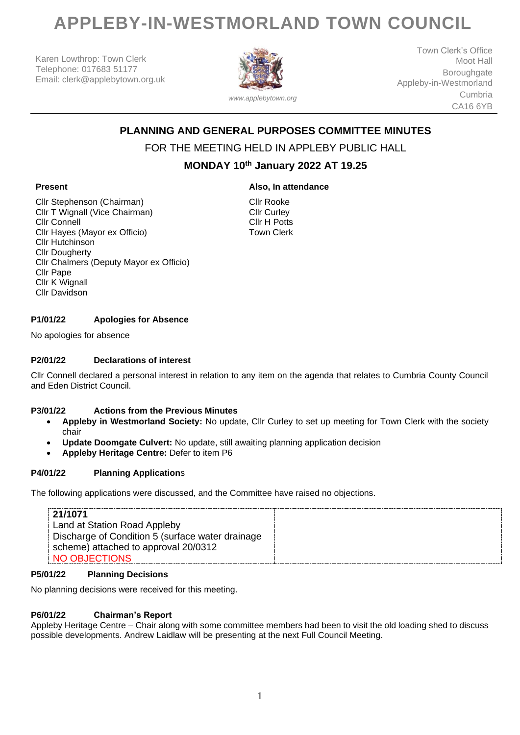# APPLEBY-IN-WESTMORLAND TOWN COUNCIL

Karen Lowthrop: Town Clerk
Telephone: 017683 51177
Email: clerk@applebytown.org.uk

*www.applebytown.org*

Town Clerk's Office
Moot Hall
Boroughgate
Appleby-in-Westmorland
Cumbria
CA16 6YB

## PLANNING AND GENERAL PURPOSES COMMITTEE MINUTES

FOR THE MEETING HELD IN APPLEBY PUBLIC HALL

**MONDAY 10th January 2022 AT 19.25**

**Present**

Cllr Stephenson (Chairman)
Cllr T Wignall (Vice Chairman)
Cllr Connell
Cllr Hayes (Mayor ex Officio)
Cllr Hutchinson
Cllr Dougherty
Cllr Chalmers (Deputy Mayor ex Officio)
Cllr Pape
Cllr K Wignall
Cllr Davidson

**Also, In attendance**

Cllr Rooke
Cllr Curley
Cllr H Potts
Town Clerk

### P1/01/22 Apologies for Absence

No apologies for absence

### P2/01/22 Declarations of interest

Cllr Connell declared a personal interest in relation to any item on the agenda that relates to Cumbria County Council and Eden District Council.

### P3/01/22 Actions from the Previous Minutes

- **Appleby in Westmorland Society:** No update, Cllr Curley to set up meeting for Town Clerk with the society chair
- **Update Doomgate Culvert:** No update, still awaiting planning application decision
- **Appleby Heritage Centre:** Defer to item P6

### P4/01/22 Planning Applications

The following applications were discussed, and the Committee have raised no objections.

| | |
|---|---|
| **21/1071**<br>Land at Station Road Appleby<br>Discharge of Condition 5 (surface water drainage scheme) attached to approval 20/0312<br>NO OBJECTIONS | |

### P5/01/22 Planning Decisions

No planning decisions were received for this meeting.

### P6/01/22 Chairman's Report

Appleby Heritage Centre – Chair along with some committee members had been to visit the old loading shed to discuss possible developments. Andrew Laidlaw will be presenting at the next Full Council Meeting.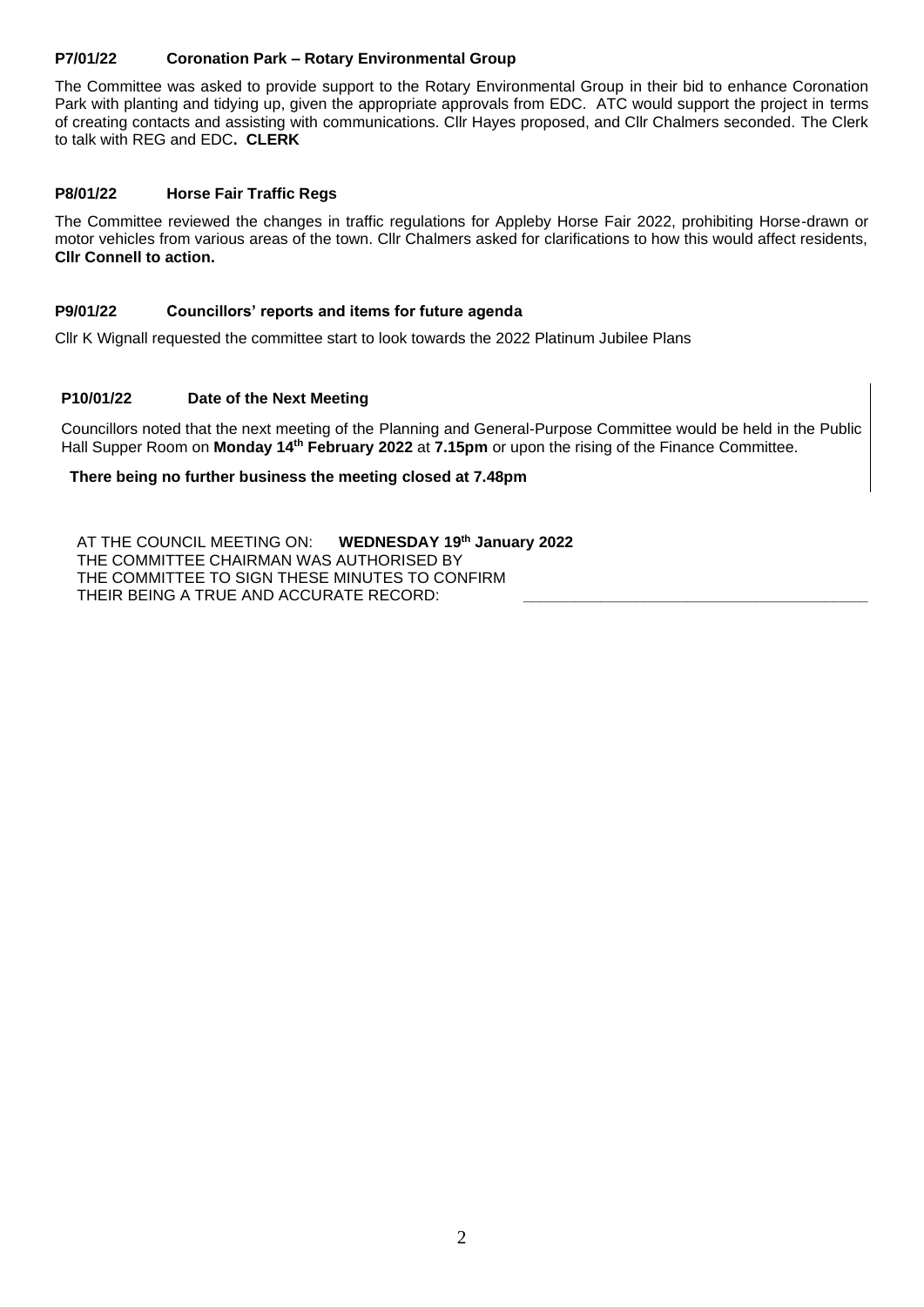### P7/01/22 Coronation Park – Rotary Environmental Group

The Committee was asked to provide support to the Rotary Environmental Group in their bid to enhance Coronation Park with planting and tidying up, given the appropriate approvals from EDC. ATC would support the project in terms of creating contacts and assisting with communications. Cllr Hayes proposed, and Cllr Chalmers seconded. The Clerk to talk with REG and EDC**. CLERK**

### P8/01/22 Horse Fair Traffic Regs

The Committee reviewed the changes in traffic regulations for Appleby Horse Fair 2022, prohibiting Horse-drawn or motor vehicles from various areas of the town. Cllr Chalmers asked for clarifications to how this would affect residents, **Cllr Connell to action.**

### P9/01/22 Councillors' reports and items for future agenda

Cllr K Wignall requested the committee start to look towards the 2022 Platinum Jubilee Plans

### P10/01/22 Date of the Next Meeting

Councillors noted that the next meeting of the Planning and General-Purpose Committee would be held in the Public Hall Supper Room on **Monday 14th February 2022** at **7.15pm** or upon the rising of the Finance Committee.

**There being no further business the meeting closed at 7.48pm**

AT THE COUNCIL MEETING ON: **WEDNESDAY 19th January 2022**
THE COMMITTEE CHAIRMAN WAS AUTHORISED BY
THE COMMITTEE TO SIGN THESE MINUTES TO CONFIRM
THEIR BEING A TRUE AND ACCURATE RECORD: ________________________________________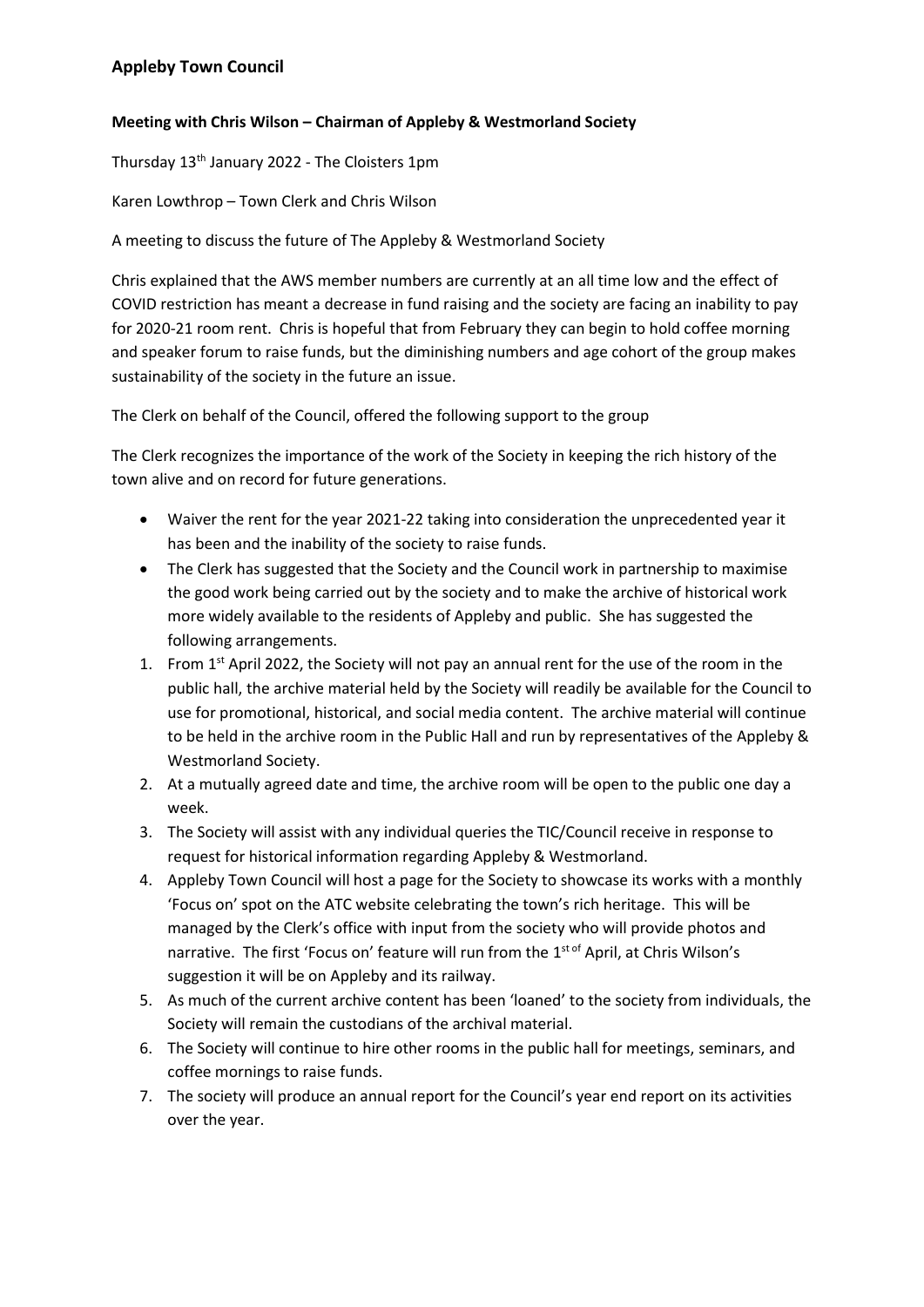## Appleby Town Council

**Meeting with Chris Wilson – Chairman of Appleby & Westmorland Society**

Thursday 13th January 2022 - The Cloisters 1pm

Karen Lowthrop – Town Clerk and Chris Wilson

A meeting to discuss the future of The Appleby & Westmorland Society

Chris explained that the AWS member numbers are currently at an all time low and the effect of COVID restriction has meant a decrease in fund raising and the society are facing an inability to pay for 2020-21 room rent. Chris is hopeful that from February they can begin to hold coffee morning and speaker forum to raise funds, but the diminishing numbers and age cohort of the group makes sustainability of the society in the future an issue.

The Clerk on behalf of the Council, offered the following support to the group

The Clerk recognizes the importance of the work of the Society in keeping the rich history of the town alive and on record for future generations.

- Waiver the rent for the year 2021-22 taking into consideration the unprecedented year it has been and the inability of the society to raise funds.
- The Clerk has suggested that the Society and the Council work in partnership to maximise the good work being carried out by the society and to make the archive of historical work more widely available to the residents of Appleby and public. She has suggested the following arrangements.

1. From 1st April 2022, the Society will not pay an annual rent for the use of the room in the public hall, the archive material held by the Society will readily be available for the Council to use for promotional, historical, and social media content. The archive material will continue to be held in the archive room in the Public Hall and run by representatives of the Appleby & Westmorland Society.
2. At a mutually agreed date and time, the archive room will be open to the public one day a week.
3. The Society will assist with any individual queries the TIC/Council receive in response to request for historical information regarding Appleby & Westmorland.
4. Appleby Town Council will host a page for the Society to showcase its works with a monthly 'Focus on' spot on the ATC website celebrating the town's rich heritage. This will be managed by the Clerk's office with input from the society who will provide photos and narrative. The first 'Focus on' feature will run from the 1st of April, at Chris Wilson's suggestion it will be on Appleby and its railway.
5. As much of the current archive content has been 'loaned' to the society from individuals, the Society will remain the custodians of the archival material.
6. The Society will continue to hire other rooms in the public hall for meetings, seminars, and coffee mornings to raise funds.
7. The society will produce an annual report for the Council's year end report on its activities over the year.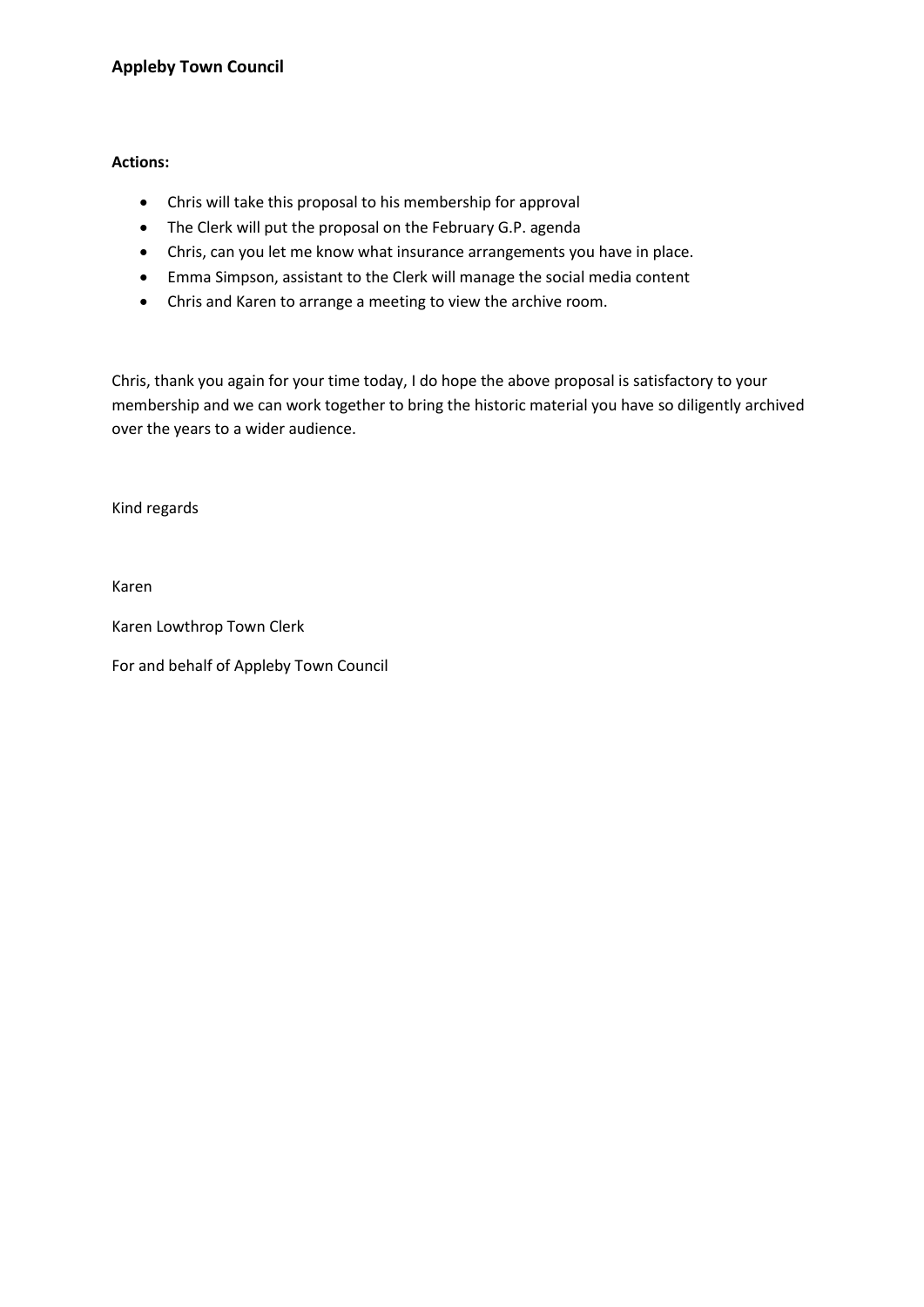**Actions:**

- Chris will take this proposal to his membership for approval
- The Clerk will put the proposal on the February G.P. agenda
- Chris, can you let me know what insurance arrangements you have in place.
- Emma Simpson, assistant to the Clerk will manage the social media content
- Chris and Karen to arrange a meeting to view the archive room.

Chris, thank you again for your time today, I do hope the above proposal is satisfactory to your membership and we can work together to bring the historic material you have so diligently archived over the years to a wider audience.

Kind regards

Karen

Karen Lowthrop Town Clerk

For and behalf of Appleby Town Council